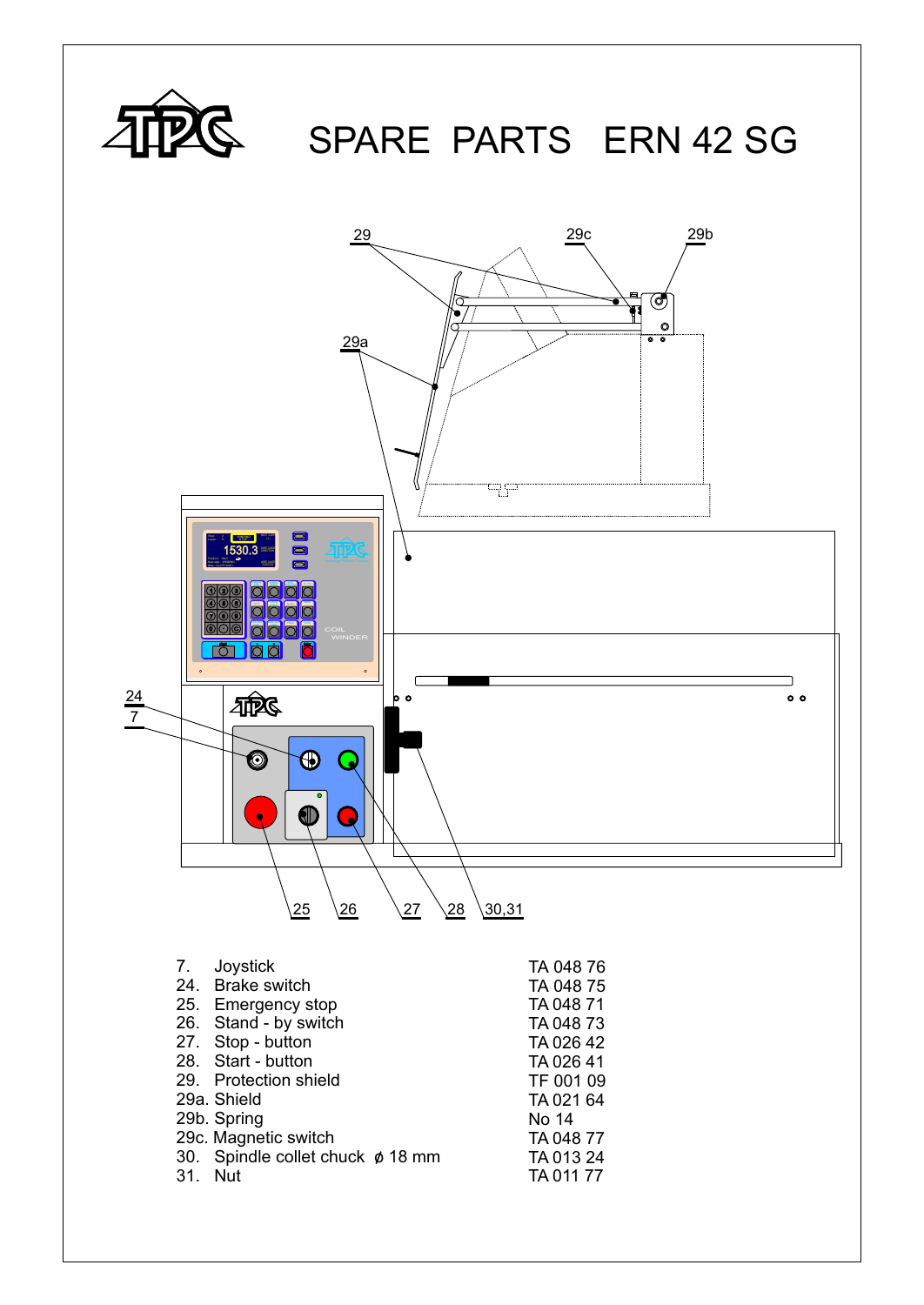# SPARE PARTS ERN 42 SG

| No. | Part | Part number |
|---|---|---|
| 7. | Joystick | TA 048 76 |
| 24. | Brake switch | TA 048 75 |
| 25. | Emergency stop | TA 048 71 |
| 26. | Stand - by switch | TA 048 73 |
| 27. | Stop - button | TA 026 42 |
| 28. | Start - button | TA 026 41 |
| 29. | Protection shield | TF 001 09 |
| 29a. | Shield | TA 021 64 |
| 29b. | Spring | No 14 |
| 29c. | Magnetic switch | TA 048 77 |
| 30. | Spindle collet chuck ø 18 mm | TA 013 24 |
| 31. | Nut | TA 011 77 |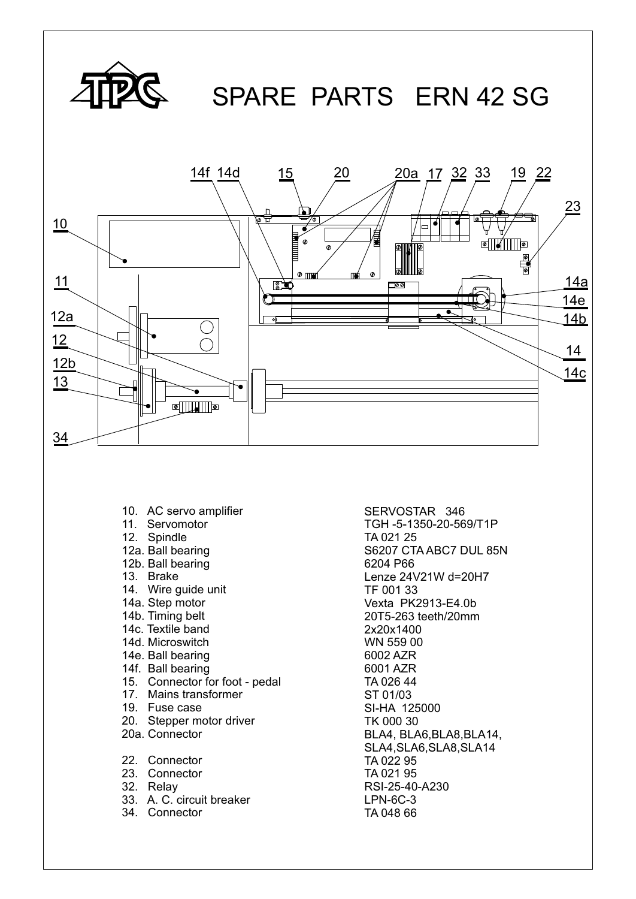# SPARE PARTS ERN 42 SG

| Part | Type |
|---|---|
| 10. AC servo amplifier | SERVOSTAR 346 |
| 11. Servomotor | TGH -5-1350-20-569/T1P |
| 12. Spindle | TA 021 25 |
| 12a. Ball bearing | S6207 CTA ABC7 DUL 85N |
| 12b. Ball bearing | 6204 P66 |
| 13. Brake | Lenze 24V21W d=20H7 |
| 14. Wire guide unit | TF 001 33 |
| 14a. Step motor | Vexta PK2913-E4.0b |
| 14b. Timing belt | 20T5-263 teeth/20mm |
| 14c. Textile band | 2x20x1400 |
| 14d. Microswitch | WN 559 00 |
| 14e. Ball bearing | 6002 AZR |
| 14f. Ball bearing | 6001 AZR |
| 15. Connector for foot - pedal | TA 026 44 |
| 17. Mains transformer | ST 01/03 |
| 19. Fuse case | SI-HA 125000 |
| 20. Stepper motor driver | TK 000 30 |
| 20a. Connector | BLA4, BLA6,BLA8,BLA14, SLA4,SLA6,SLA8,SLA14 |
| 22. Connector | TA 022 95 |
| 23. Connector | TA 021 95 |
| 32. Relay | RSI-25-40-A230 |
| 33. A. C. circuit breaker | LPN-6C-3 |
| 34. Connector | TA 048 66 |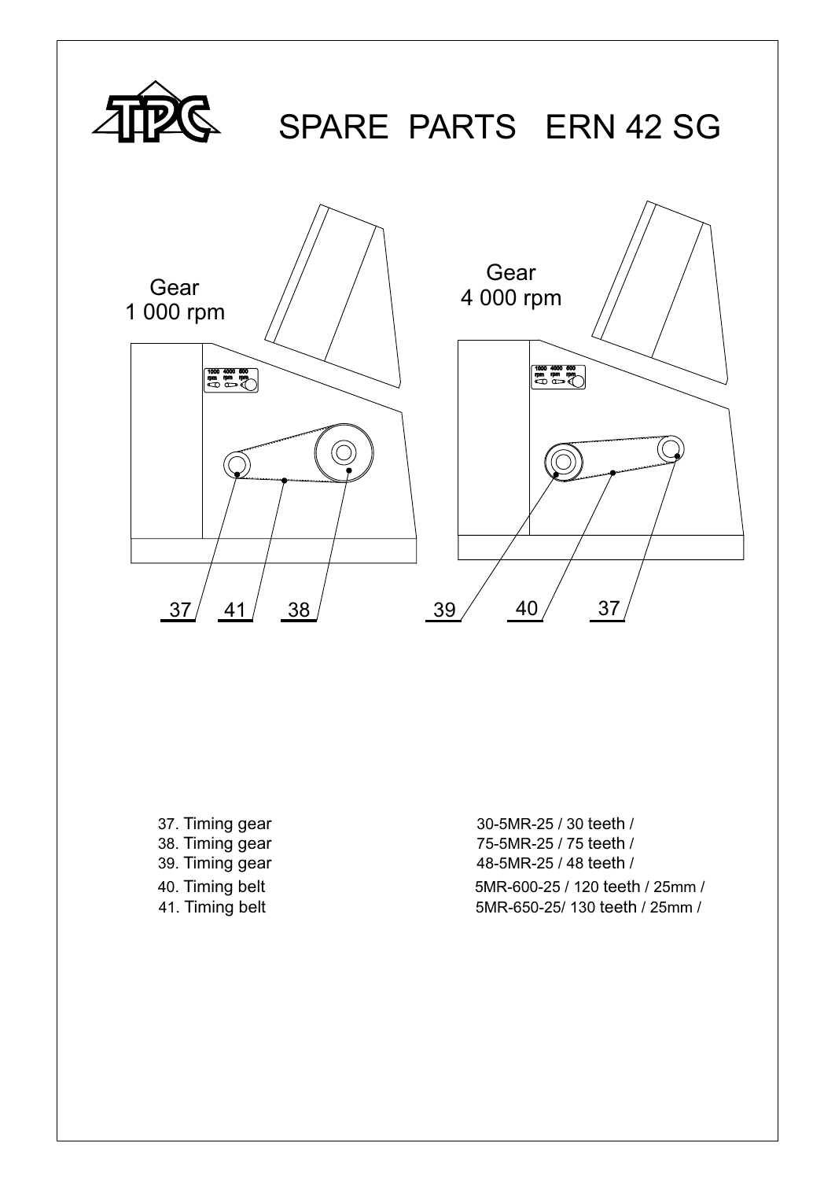# SPARE PARTS ERN 42 SG

Gear 1 000 rpm

Gear 4 000 rpm

37 41 38

39 40 37

| | |
|---|---|
| 37. Timing gear | 30-5MR-25 / 30 teeth / |
| 38. Timing gear | 75-5MR-25 / 75 teeth / |
| 39. Timing gear | 48-5MR-25 / 48 teeth / |
| 40. Timing belt | 5MR-600-25 / 120 teeth / 25mm / |
| 41. Timing belt | 5MR-650-25/ 130 teeth / 25mm / |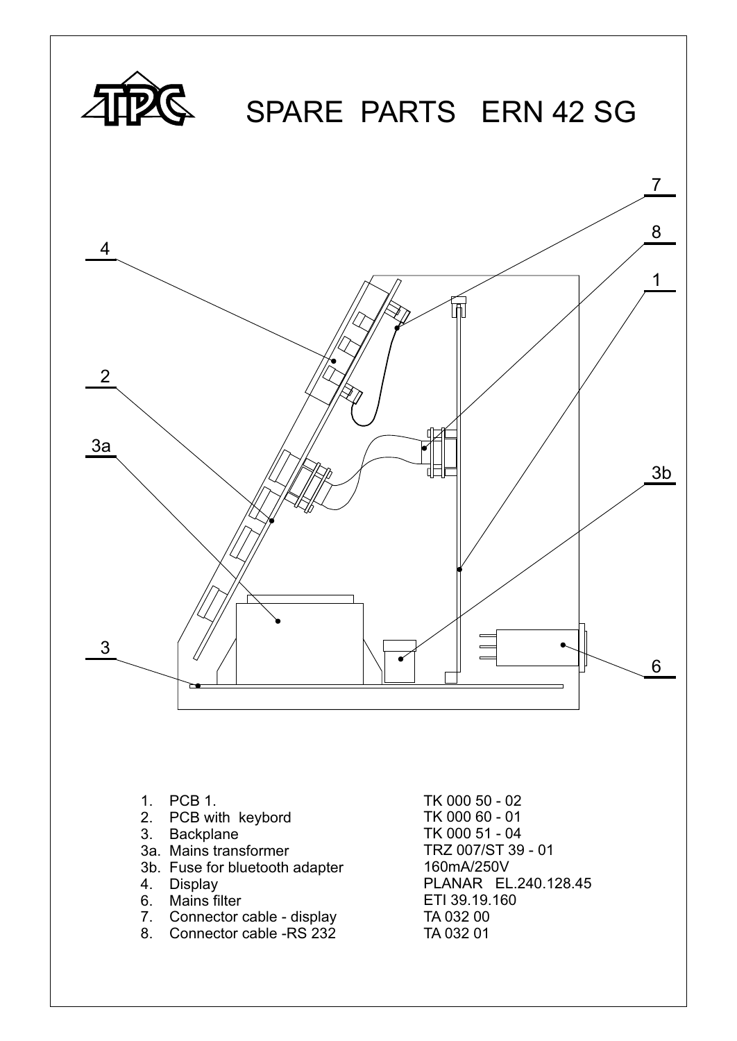# SPARE PARTS ERN 42 SG

7

8

4

1

2

3a

3b

3

6

| | | |
|---|---|---|
| 1. | PCB 1. | TK 000 50 - 02 |
| 2. | PCB with keybord | TK 000 60 - 01 |
| 3. | Backplane | TK 000 51 - 04 |
| 3a. | Mains transformer | TRZ 007/ST 39 - 01 |
| 3b. | Fuse for bluetooth adapter | 160mA/250V |
| 4. | Display | PLANAR EL.240.128.45 |
| 6. | Mains filter | ETI 39.19.160 |
| 7. | Connector cable - display | TA 032 00 |
| 8. | Connector cable -RS 232 | TA 032 01 |